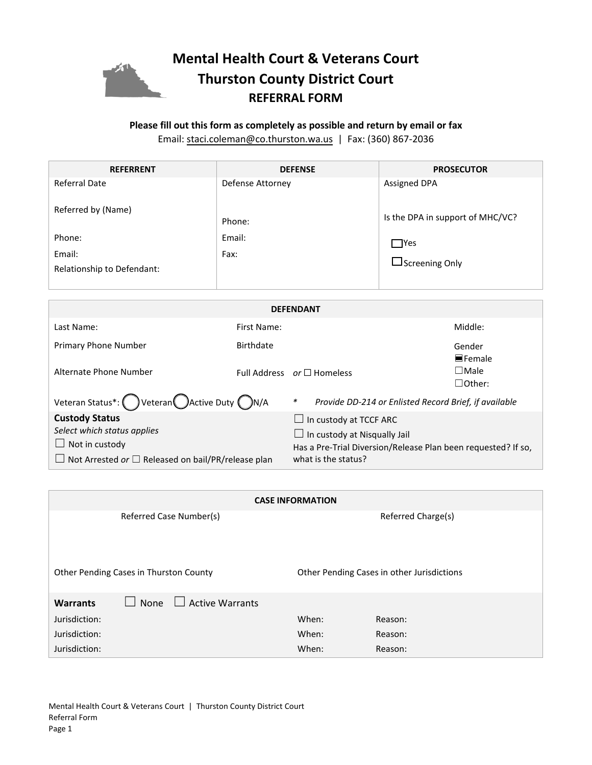# Mental Health Court & Veterans Court
# Thurston County District Court
## REFERRAL FORM

**Please fill out this form as completely as possible and return by email or fax**

Email: staci.coleman@co.thurston.wa.us | Fax: (360) 867-2036

| REFERRENT | DEFENSE | PROSECUTOR |
|---|---|---|
| Referral Date<br><br>Referred by (Name)<br><br>Phone:<br>Email:<br>Relationship to Defendant: | Defense Attorney<br><br><br>Phone:<br>Email:<br>Fax: | Assigned DPA<br><br>Is the DPA in support of MHC/VC?<br><br>☐ Yes<br>☐ Screening Only |

| DEFENDANT | | |
|---|---|---|
| Last Name: | First Name: | Middle: |
| Primary Phone Number | Birthdate | Gender<br>■ Female<br>☐ Male<br>☐ Other: |
| Alternate Phone Number | Full Address *or* ☐ Homeless | |
| Veteran Status*: ◯ Veteran ◯ Active Duty ◯ N/A | * *Provide DD-214 or Enlisted Record Brief, if available* | |
| **Custody Status**<br>*Select which status applies*<br>☐ Not in custody<br>☐ Not Arrested *or* ☐ Released on bail/PR/release plan | ☐ In custody at TCCF ARC<br>☐ In custody at Nisqually Jail<br>Has a Pre-Trial Diversion/Release Plan been requested? If so, what is the status? | |

| CASE INFORMATION | | |
|---|---|---|
| Referred Case Number(s) | Referred Charge(s) | |
| Other Pending Cases in Thurston County | Other Pending Cases in other Jurisdictions | |
| **Warrants** ☐ None ☐ Active Warrants | | |
| Jurisdiction: | When: | Reason: |
| Jurisdiction: | When: | Reason: |
| Jurisdiction: | When: | Reason: |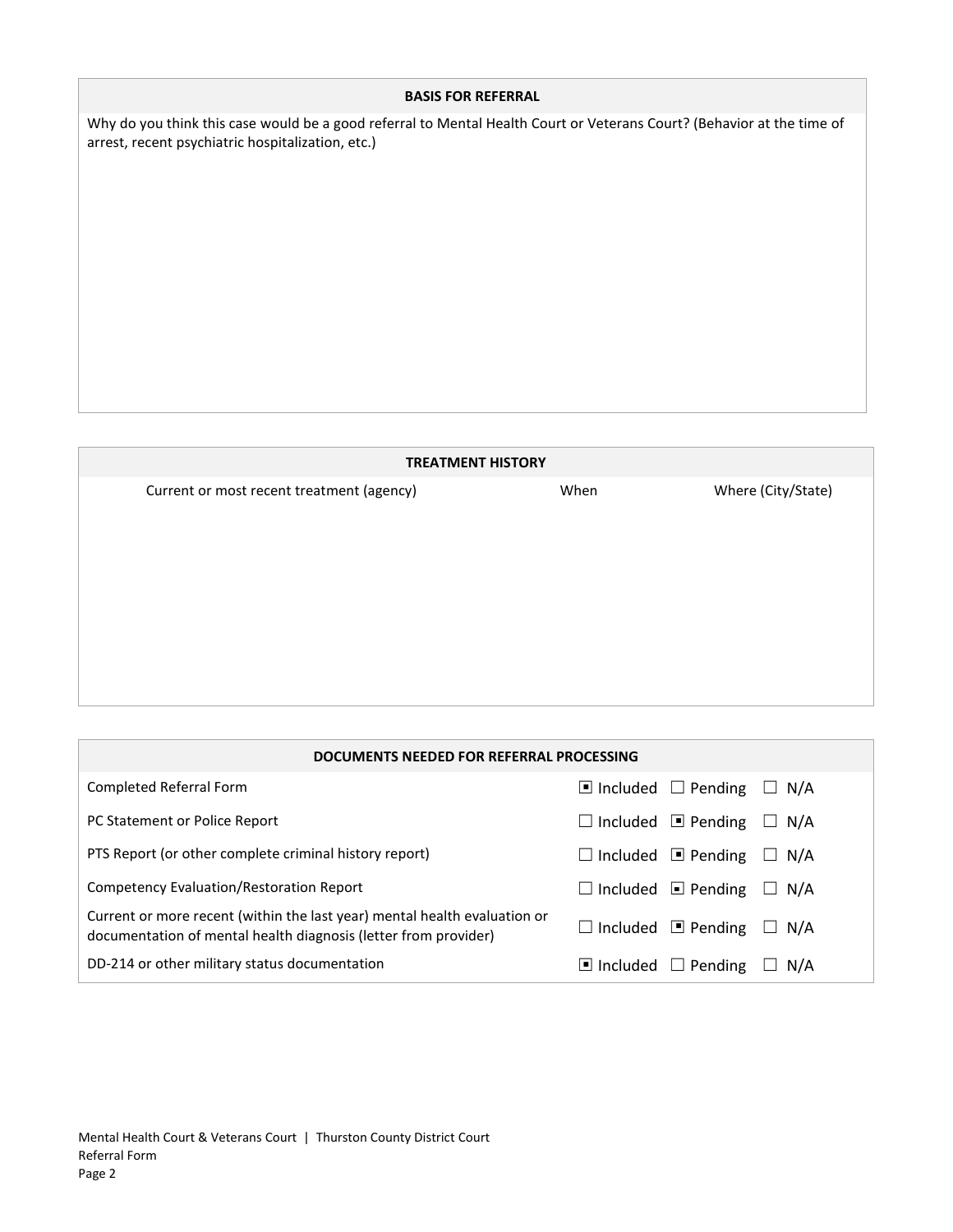## BASIS FOR REFERRAL

Why do you think this case would be a good referral to Mental Health Court or Veterans Court? (Behavior at the time of arrest, recent psychiatric hospitalization, etc.)

## TREATMENT HISTORY

| Current or most recent treatment (agency) | When | Where (City/State) |
|---|---|---|
| | | |

## DOCUMENTS NEEDED FOR REFERRAL PROCESSING

| | Included | Pending | N/A |
|---|---|---|---|
| Completed Referral Form | ☒ | ☐ | ☐ |
| PC Statement or Police Report | ☐ | ☒ | ☐ |
| PTS Report (or other complete criminal history report) | ☐ | ☒ | ☐ |
| Competency Evaluation/Restoration Report | ☐ | ☒ | ☐ |
| Current or more recent (within the last year) mental health evaluation or documentation of mental health diagnosis (letter from provider) | ☐ | ☒ | ☐ |
| DD-214 or other military status documentation | ☒ | ☐ | ☐ |

Mental Health Court & Veterans Court | Thurston County District Court
Referral Form